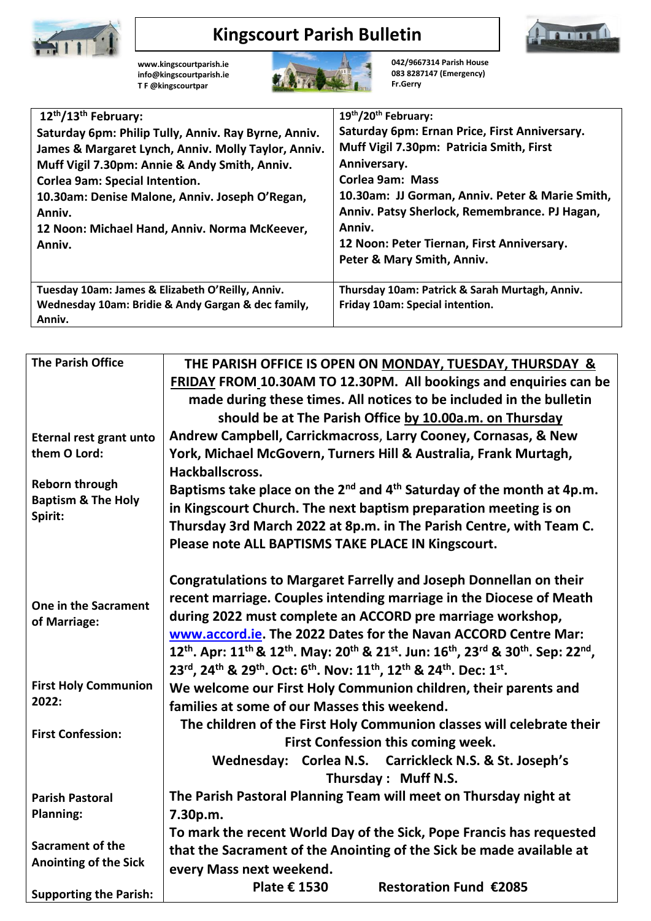# Kingscourt Parish Bulletin

www.kingscourtparish.ie
info@kingscourtparish.ie
T F @kingscourtpar

042/9667314 Parish House
083 8287147 (Emergency)
Fr.Gerry

| 12th/13th February: | 19th/20th February: |
|---|---|
| **Saturday 6pm:** Philip Tully, Anniv. Ray Byrne, Anniv. James & Margaret Lynch, Anniv. Molly Taylor, Anniv. **Muff Vigil 7.30pm:** Annie & Andy Smith, Anniv. **Corlea 9am:** Special Intention. **10.30am:** Denise Malone, Anniv. Joseph O'Regan, Anniv. **12 Noon:** Michael Hand, Anniv. Norma McKeever, Anniv. | **Saturday 6pm:** Ernan Price, First Anniversary. **Muff Vigil 7.30pm:** Patricia Smith, First Anniversary. **Corlea 9am:** Mass **10.30am:** JJ Gorman, Anniv. Peter & Marie Smith, Anniv. Patsy Sherlock, Remembrance. PJ Hagan, Anniv. **12 Noon:** Peter Tiernan, First Anniversary. Peter & Mary Smith, Anniv. |
| **Tuesday 10am:** James & Elizabeth O'Reilly, Anniv. **Wednesday 10am:** Bridie & Andy Gargan & dec family, Anniv. | **Thursday 10am:** Patrick & Sarah Murtagh, Anniv. **Friday 10am:** Special intention. |

| | |
|---|---|
| **The Parish Office** | **THE PARISH OFFICE IS OPEN ON MONDAY, TUESDAY, THURSDAY & FRIDAY FROM 10.30AM TO 12.30PM. All bookings and enquiries can be made during these times. All notices to be included in the bulletin should be at The Parish Office by 10.00a.m. on Thursday** |
| **Eternal rest grant unto them O Lord:** | Andrew Campbell, Carrickmacross, Larry Cooney, Cornasas, & New York, Michael McGovern, Turners Hill & Australia, Frank Murtagh, Hackballscross. |
| **Reborn through Baptism & The Holy Spirit:** | Baptisms take place on the 2nd and 4th Saturday of the month at 4p.m. in Kingscourt Church. The next baptism preparation meeting is on Thursday 3rd March 2022 at 8p.m. in The Parish Centre, with Team C. Please note ALL BAPTISMS TAKE PLACE IN Kingscourt. |
| **One in the Sacrament of Marriage:** | Congratulations to Margaret Farrelly and Joseph Donnellan on their recent marriage. Couples intending marriage in the Diocese of Meath during 2022 must complete an ACCORD pre marriage workshop, www.accord.ie. The 2022 Dates for the Navan ACCORD Centre Mar: 12th. Apr: 11th & 12th. May: 20th & 21st. Jun: 16th, 23rd & 30th. Sep: 22nd, 23rd, 24th & 29th. Oct: 6th. Nov: 11th, 12th & 24th. Dec: 1st. |
| **First Holy Communion 2022:** | We welcome our First Holy Communion children, their parents and families at some of our Masses this weekend. |
| **First Confession:** | The children of the First Holy Communion classes will celebrate their First Confession this coming week. Wednesday: Corlea N.S. Carrickleck N.S. & St. Joseph's Thursday : Muff N.S. |
| **Parish Pastoral Planning:** | The Parish Pastoral Planning Team will meet on Thursday night at 7.30p.m. |
| **Sacrament of the Anointing of the Sick** | To mark the recent World Day of the Sick, Pope Francis has requested that the Sacrament of the Anointing of the Sick be made available at every Mass next weekend. |
| **Supporting the Parish:** | Plate € 1530 Restoration Fund €2085 |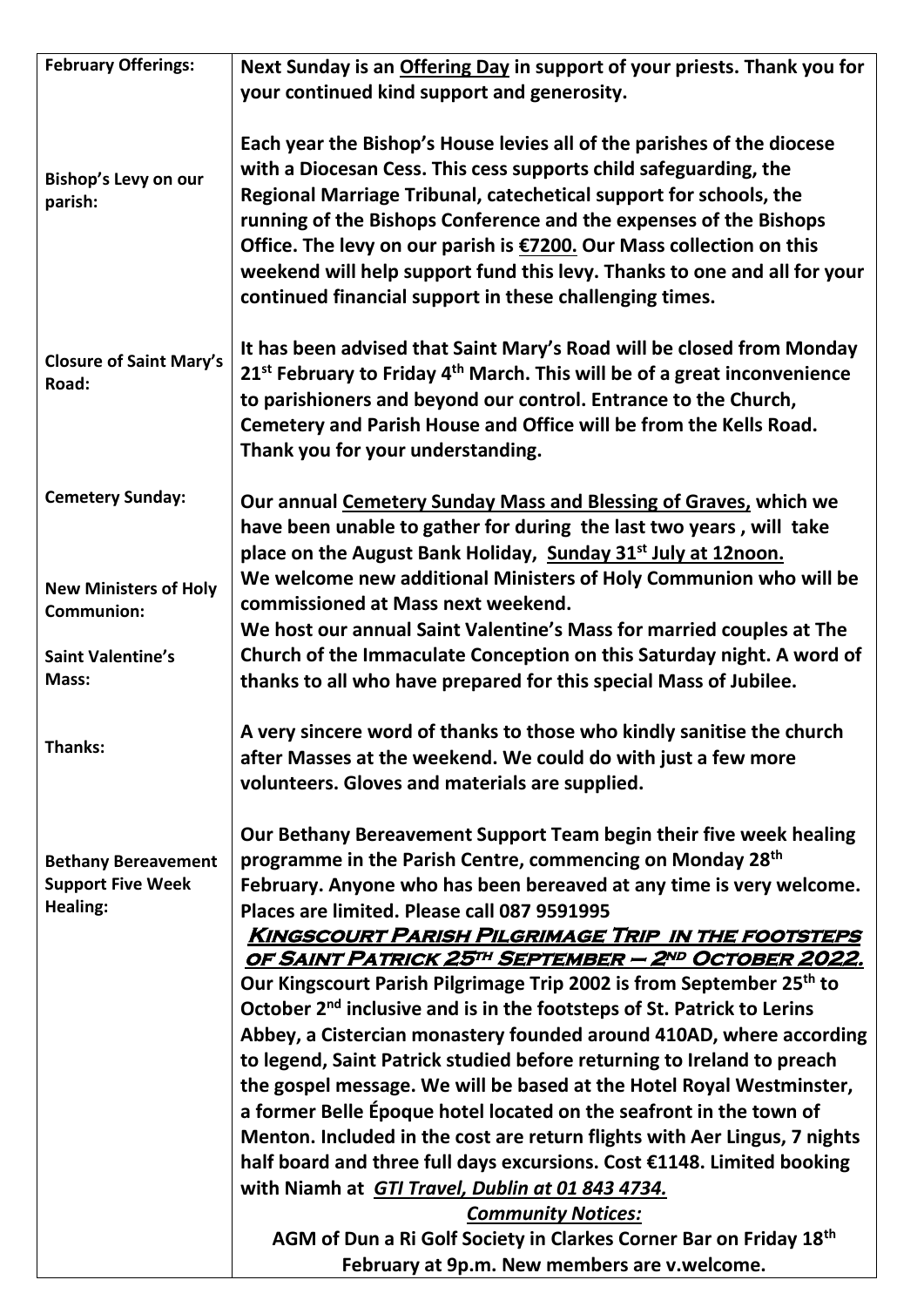| | |
|---|---|
| **February Offerings:** | **Next Sunday is an <u>Offering Day</u> in support of your priests. Thank you for your continued kind support and generosity.** |
| **Bishop's Levy on our parish:** | **Each year the Bishop's House levies all of the parishes of the diocese with a Diocesan Cess. This cess supports child safeguarding, the Regional Marriage Tribunal, catechetical support for schools, the running of the Bishops Conference and the expenses of the Bishops Office. The levy on our parish is <u>€7200.</u> Our Mass collection on this weekend will help support fund this levy. Thanks to one and all for your continued financial support in these challenging times.** |
| **Closure of Saint Mary's Road:** | **It has been advised that Saint Mary's Road will be closed from Monday 21st February to Friday 4th March. This will be of a great inconvenience to parishioners and beyond our control. Entrance to the Church, Cemetery and Parish House and Office will be from the Kells Road. Thank you for your understanding.** |
| **Cemetery Sunday:** | **Our annual <u>Cemetery Sunday Mass and Blessing of Graves,</u> which we have been unable to gather for during the last two years , will take place on the August Bank Holiday, <u>Sunday 31st July at 12noon.</u>** |
| **New Ministers of Holy Communion:** | **We welcome new additional Ministers of Holy Communion who will be commissioned at Mass next weekend.** |
| **Saint Valentine's Mass:** | **We host our annual Saint Valentine's Mass for married couples at The Church of the Immaculate Conception on this Saturday night. A word of thanks to all who have prepared for this special Mass of Jubilee.** |
| **Thanks:** | **A very sincere word of thanks to those who kindly sanitise the church after Masses at the weekend. We could do with just a few more volunteers. Gloves and materials are supplied.** |
| **Bethany Bereavement Support Five Week Healing:** | **Our Bethany Bereavement Support Team begin their five week healing programme in the Parish Centre, commencing on Monday 28th February. Anyone who has been bereaved at any time is very welcome. Places are limited. Please call 087 9591995** |
| | **<u>KINGSCOURT PARISH PILGRIMAGE TRIP IN THE FOOTSTEPS OF SAINT PATRICK 25TH SEPTEMBER – 2ND OCTOBER 2022.</u>** **Our Kingscourt Parish Pilgrimage Trip 2002 is from September 25th to October 2nd inclusive and is in the footsteps of St. Patrick to Lerins Abbey, a Cistercian monastery founded around 410AD, where according to legend, Saint Patrick studied before returning to Ireland to preach the gospel message. We will be based at the Hotel Royal Westminster, a former Belle Époque hotel located on the seafront in the town of Menton. Included in the cost are return flights with Aer Lingus, 7 nights half board and three full days excursions. Cost €1148. Limited booking with Niamh at *<u>GTI Travel, Dublin at 01 843 4734.</u>*** |
| | ***<u>Community Notices:</u>*** **AGM of Dun a Ri Golf Society in Clarkes Corner Bar on Friday 18th February at 9p.m. New members are v.welcome.** |